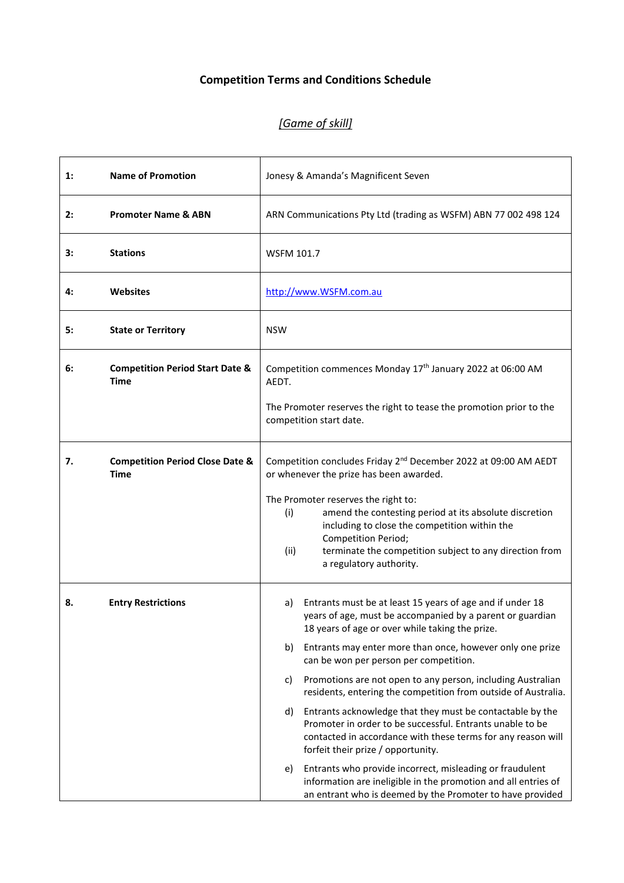# Competition Terms and Conditions Schedule

*[Game of skill]*

| | | |
|---|---|---|
| **1:** | **Name of Promotion** | Jonesy & Amanda's Magnificent Seven |
| **2:** | **Promoter Name & ABN** | ARN Communications Pty Ltd (trading as WSFM) ABN 77 002 498 124 |
| **3:** | **Stations** | WSFM 101.7 |
| **4:** | **Websites** | [http://www.WSFM.com.au](http://www.WSFM.com.au) |
| **5:** | **State or Territory** | NSW |
| **6:** | **Competition Period Start Date & Time** | Competition commences Monday 17th January 2022 at 06:00 AM AEDT.<br><br>The Promoter reserves the right to tease the promotion prior to the competition start date. |
| **7.** | **Competition Period Close Date & Time** | Competition concludes Friday 2nd December 2022 at 09:00 AM AEDT or whenever the prize has been awarded.<br><br>The Promoter reserves the right to:<br>(i) amend the contesting period at its absolute discretion including to close the competition within the Competition Period;<br>(ii) terminate the competition subject to any direction from a regulatory authority. |
| **8.** | **Entry Restrictions** | a) Entrants must be at least 15 years of age and if under 18 years of age, must be accompanied by a parent or guardian 18 years of age or over while taking the prize.<br><br>b) Entrants may enter more than once, however only one prize can be won per person per competition.<br><br>c) Promotions are not open to any person, including Australian residents, entering the competition from outside of Australia.<br><br>d) Entrants acknowledge that they must be contactable by the Promoter in order to be successful. Entrants unable to be contacted in accordance with these terms for any reason will forfeit their prize / opportunity.<br><br>e) Entrants who provide incorrect, misleading or fraudulent information are ineligible in the promotion and all entries of an entrant who is deemed by the Promoter to have provided |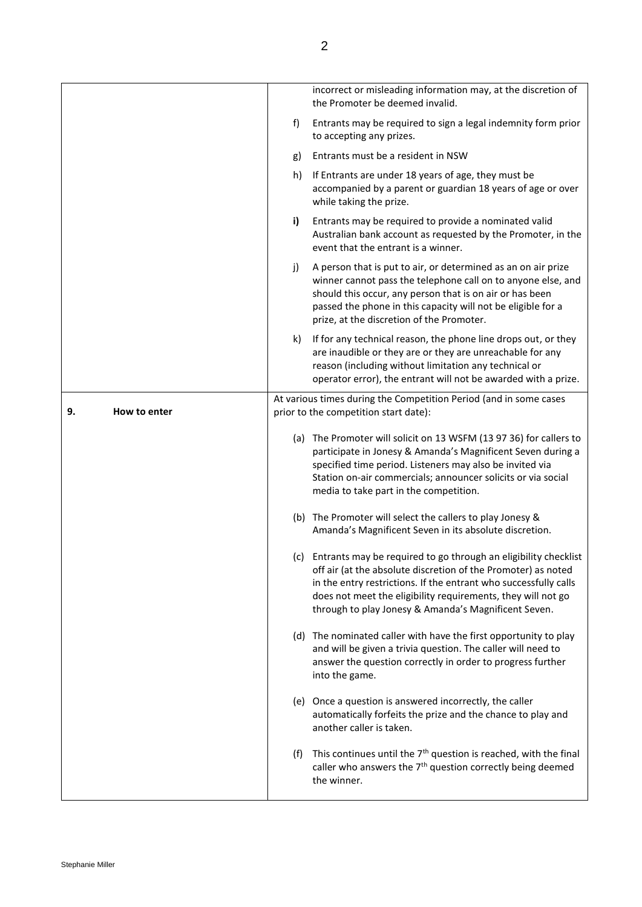| | |
|---|---|
| | incorrect or misleading information may, at the discretion of the Promoter be deemed invalid.<br><br>f) Entrants may be required to sign a legal indemnity form prior to accepting any prizes.<br><br>g) Entrants must be a resident in NSW<br><br>h) If Entrants are under 18 years of age, they must be accompanied by a parent or guardian 18 years of age or over while taking the prize.<br><br>**i)** Entrants may be required to provide a nominated valid Australian bank account as requested by the Promoter, in the event that the entrant is a winner.<br><br>j) A person that is put to air, or determined as an on air prize winner cannot pass the telephone call on to anyone else, and should this occur, any person that is on air or has been passed the phone in this capacity will not be eligible for a prize, at the discretion of the Promoter.<br><br>k) If for any technical reason, the phone line drops out, or they are inaudible or they are or they are unreachable for any reason (including without limitation any technical or operator error), the entrant will not be awarded with a prize. |
| **9. How to enter** | At various times during the Competition Period (and in some cases prior to the competition start date):<br><br>(a) The Promoter will solicit on 13 WSFM (13 97 36) for callers to participate in Jonesy & Amanda's Magnificent Seven during a specified time period. Listeners may also be invited via Station on-air commercials; announcer solicits or via social media to take part in the competition.<br><br>(b) The Promoter will select the callers to play Jonesy & Amanda's Magnificent Seven in its absolute discretion.<br><br>(c) Entrants may be required to go through an eligibility checklist off air (at the absolute discretion of the Promoter) as noted in the entry restrictions. If the entrant who successfully calls does not meet the eligibility requirements, they will not go through to play Jonesy & Amanda's Magnificent Seven.<br><br>(d) The nominated caller with have the first opportunity to play and will be given a trivia question. The caller will need to answer the question correctly in order to progress further into the game.<br><br>(e) Once a question is answered incorrectly, the caller automatically forfeits the prize and the chance to play and another caller is taken.<br><br>(f) This continues until the 7th question is reached, with the final caller who answers the 7th question correctly being deemed the winner. |

Stephanie Miller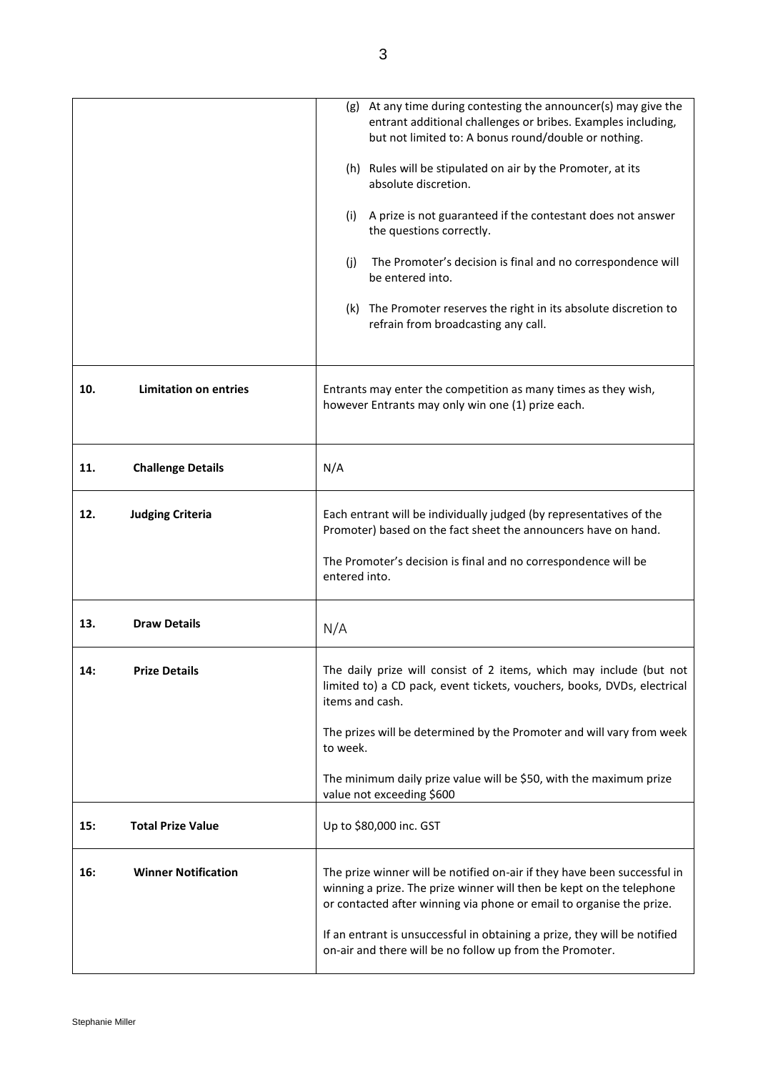| | |
|---|---|
| | (g) At any time during contesting the announcer(s) may give the entrant additional challenges or bribes. Examples including, but not limited to: A bonus round/double or nothing.<br><br>(h) Rules will be stipulated on air by the Promoter, at its absolute discretion.<br><br>(i) A prize is not guaranteed if the contestant does not answer the questions correctly.<br><br>(j) The Promoter's decision is final and no correspondence will be entered into.<br><br>(k) The Promoter reserves the right in its absolute discretion to refrain from broadcasting any call. |
| **10. Limitation on entries** | Entrants may enter the competition as many times as they wish, however Entrants may only win one (1) prize each. |
| **11. Challenge Details** | N/A |
| **12. Judging Criteria** | Each entrant will be individually judged (by representatives of the Promoter) based on the fact sheet the announcers have on hand.<br><br>The Promoter's decision is final and no correspondence will be entered into. |
| **13. Draw Details** | N/A |
| **14: Prize Details** | The daily prize will consist of 2 items, which may include (but not limited to) a CD pack, event tickets, vouchers, books, DVDs, electrical items and cash.<br><br>The prizes will be determined by the Promoter and will vary from week to week.<br><br>The minimum daily prize value will be $50, with the maximum prize value not exceeding $600 |
| **15: Total Prize Value** | Up to $80,000 inc. GST |
| **16: Winner Notification** | The prize winner will be notified on-air if they have been successful in winning a prize. The prize winner will then be kept on the telephone or contacted after winning via phone or email to organise the prize.<br><br>If an entrant is unsuccessful in obtaining a prize, they will be notified on-air and there will be no follow up from the Promoter. |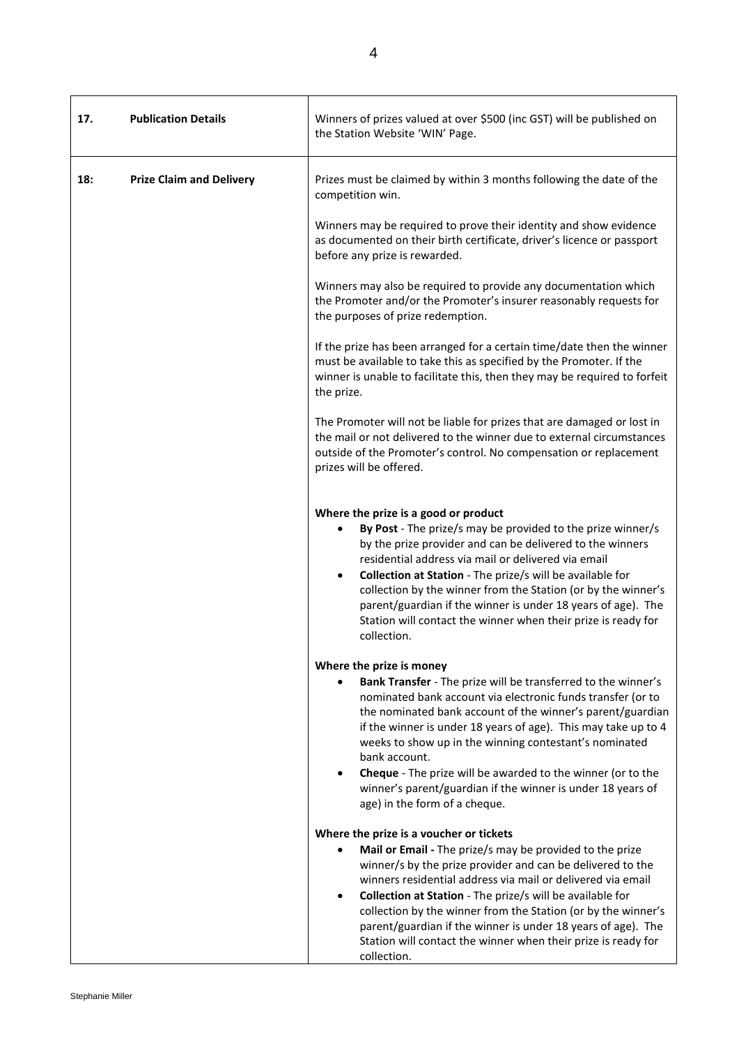| | | |
|---|---|---|
| **17.** | **Publication Details** | Winners of prizes valued at over $500 (inc GST) will be published on the Station Website 'WIN' Page. |
| **18:** | **Prize Claim and Delivery** | Prizes must be claimed by within 3 months following the date of the competition win.<br><br>Winners may be required to prove their identity and show evidence as documented on their birth certificate, driver's licence or passport before any prize is rewarded.<br><br>Winners may also be required to provide any documentation which the Promoter and/or the Promoter's insurer reasonably requests for the purposes of prize redemption.<br><br>If the prize has been arranged for a certain time/date then the winner must be available to take this as specified by the Promoter. If the winner is unable to facilitate this, then they may be required to forfeit the prize.<br><br>The Promoter will not be liable for prizes that are damaged or lost in the mail or not delivered to the winner due to external circumstances outside of the Promoter's control. No compensation or replacement prizes will be offered.<br><br>**Where the prize is a good or product**<br>• **By Post** - The prize/s may be provided to the prize winner/s by the prize provider and can be delivered to the winners residential address via mail or delivered via email<br>• **Collection at Station** - The prize/s will be available for collection by the winner from the Station (or by the winner's parent/guardian if the winner is under 18 years of age). The Station will contact the winner when their prize is ready for collection.<br><br>**Where the prize is money**<br>• **Bank Transfer** - The prize will be transferred to the winner's nominated bank account via electronic funds transfer (or to the nominated bank account of the winner's parent/guardian if the winner is under 18 years of age). This may take up to 4 weeks to show up in the winning contestant's nominated bank account.<br>• **Cheque** - The prize will be awarded to the winner (or to the winner's parent/guardian if the winner is under 18 years of age) in the form of a cheque.<br><br>**Where the prize is a voucher or tickets**<br>• **Mail or Email -** The prize/s may be provided to the prize winner/s by the prize provider and can be delivered to the winners residential address via mail or delivered via email<br>• **Collection at Station** - The prize/s will be available for collection by the winner from the Station (or by the winner's parent/guardian if the winner is under 18 years of age). The Station will contact the winner when their prize is ready for collection. |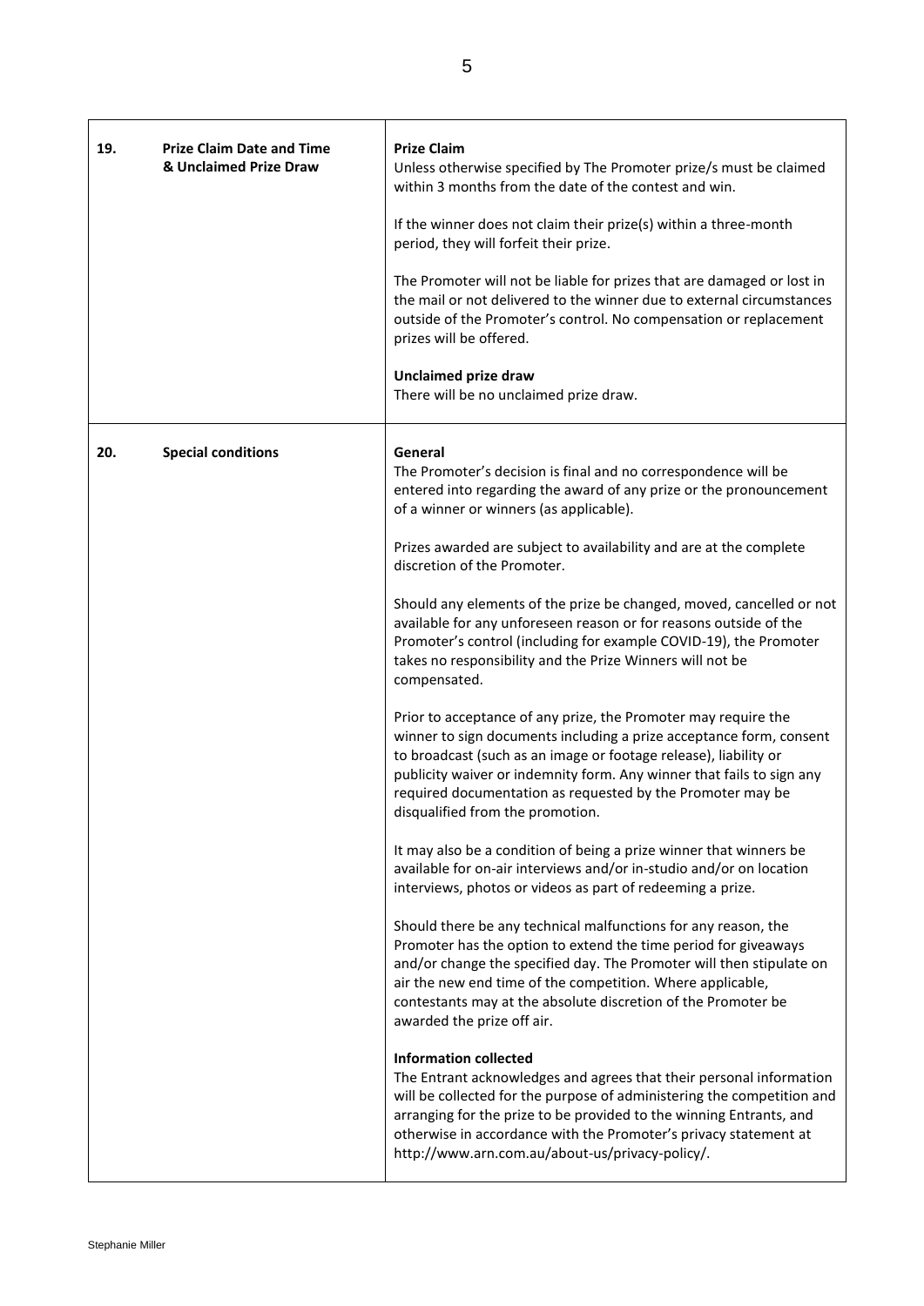| | | |
|---|---|---|
| **19.** | **Prize Claim Date and Time & Unclaimed Prize Draw** | **Prize Claim**<br>Unless otherwise specified by The Promoter prize/s must be claimed within 3 months from the date of the contest and win.<br><br>If the winner does not claim their prize(s) within a three-month period, they will forfeit their prize.<br><br>The Promoter will not be liable for prizes that are damaged or lost in the mail or not delivered to the winner due to external circumstances outside of the Promoter's control. No compensation or replacement prizes will be offered.<br><br>**Unclaimed prize draw**<br>There will be no unclaimed prize draw. |
| **20.** | **Special conditions** | **General**<br>The Promoter's decision is final and no correspondence will be entered into regarding the award of any prize or the pronouncement of a winner or winners (as applicable).<br><br>Prizes awarded are subject to availability and are at the complete discretion of the Promoter.<br><br>Should any elements of the prize be changed, moved, cancelled or not available for any unforeseen reason or for reasons outside of the Promoter's control (including for example COVID-19), the Promoter takes no responsibility and the Prize Winners will not be compensated.<br><br>Prior to acceptance of any prize, the Promoter may require the winner to sign documents including a prize acceptance form, consent to broadcast (such as an image or footage release), liability or publicity waiver or indemnity form. Any winner that fails to sign any required documentation as requested by the Promoter may be disqualified from the promotion.<br><br>It may also be a condition of being a prize winner that winners be available for on-air interviews and/or in-studio and/or on location interviews, photos or videos as part of redeeming a prize.<br><br>Should there be any technical malfunctions for any reason, the Promoter has the option to extend the time period for giveaways and/or change the specified day. The Promoter will then stipulate on air the new end time of the competition. Where applicable, contestants may at the absolute discretion of the Promoter be awarded the prize off air.<br><br>**Information collected**<br>The Entrant acknowledges and agrees that their personal information will be collected for the purpose of administering the competition and arranging for the prize to be provided to the winning Entrants, and otherwise in accordance with the Promoter's privacy statement at http://www.arn.com.au/about-us/privacy-policy/. |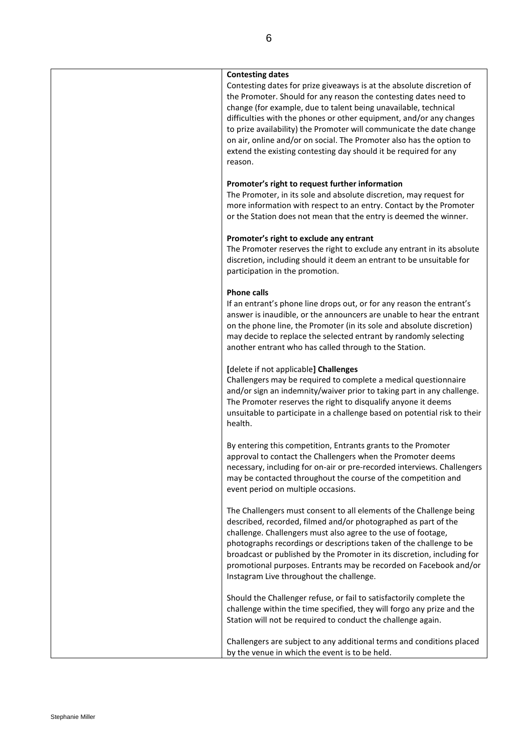| | **Contesting dates**<br>Contesting dates for prize giveaways is at the absolute discretion of the Promoter. Should for any reason the contesting dates need to change (for example, due to talent being unavailable, technical difficulties with the phones or other equipment, and/or any changes to prize availability) the Promoter will communicate the date change on air, online and/or on social. The Promoter also has the option to extend the existing contesting day should it be required for any reason.<br><br>**Promoter's right to request further information**<br>The Promoter, in its sole and absolute discretion, may request for more information with respect to an entry. Contact by the Promoter or the Station does not mean that the entry is deemed the winner.<br><br>**Promoter's right to exclude any entrant**<br>The Promoter reserves the right to exclude any entrant in its absolute discretion, including should it deem an entrant to be unsuitable for participation in the promotion.<br><br>**Phone calls**<br>If an entrant's phone line drops out, or for any reason the entrant's answer is inaudible, or the announcers are unable to hear the entrant on the phone line, the Promoter (in its sole and absolute discretion) may decide to replace the selected entrant by randomly selecting another entrant who has called through to the Station.<br><br>**[**delete if not applicable**] Challenges**<br>Challengers may be required to complete a medical questionnaire and/or sign an indemnity/waiver prior to taking part in any challenge. The Promoter reserves the right to disqualify anyone it deems unsuitable to participate in a challenge based on potential risk to their health.<br><br>By entering this competition, Entrants grants to the Promoter approval to contact the Challengers when the Promoter deems necessary, including for on-air or pre-recorded interviews. Challengers may be contacted throughout the course of the competition and event period on multiple occasions.<br><br>The Challengers must consent to all elements of the Challenge being described, recorded, filmed and/or photographed as part of the challenge. Challengers must also agree to the use of footage, photographs recordings or descriptions taken of the challenge to be broadcast or published by the Promoter in its discretion, including for promotional purposes. Entrants may be recorded on Facebook and/or Instagram Live throughout the challenge.<br><br>Should the Challenger refuse, or fail to satisfactorily complete the challenge within the time specified, they will forgo any prize and the Station will not be required to conduct the challenge again.<br><br>Challengers are subject to any additional terms and conditions placed by the venue in which the event is to be held. |
|---|---|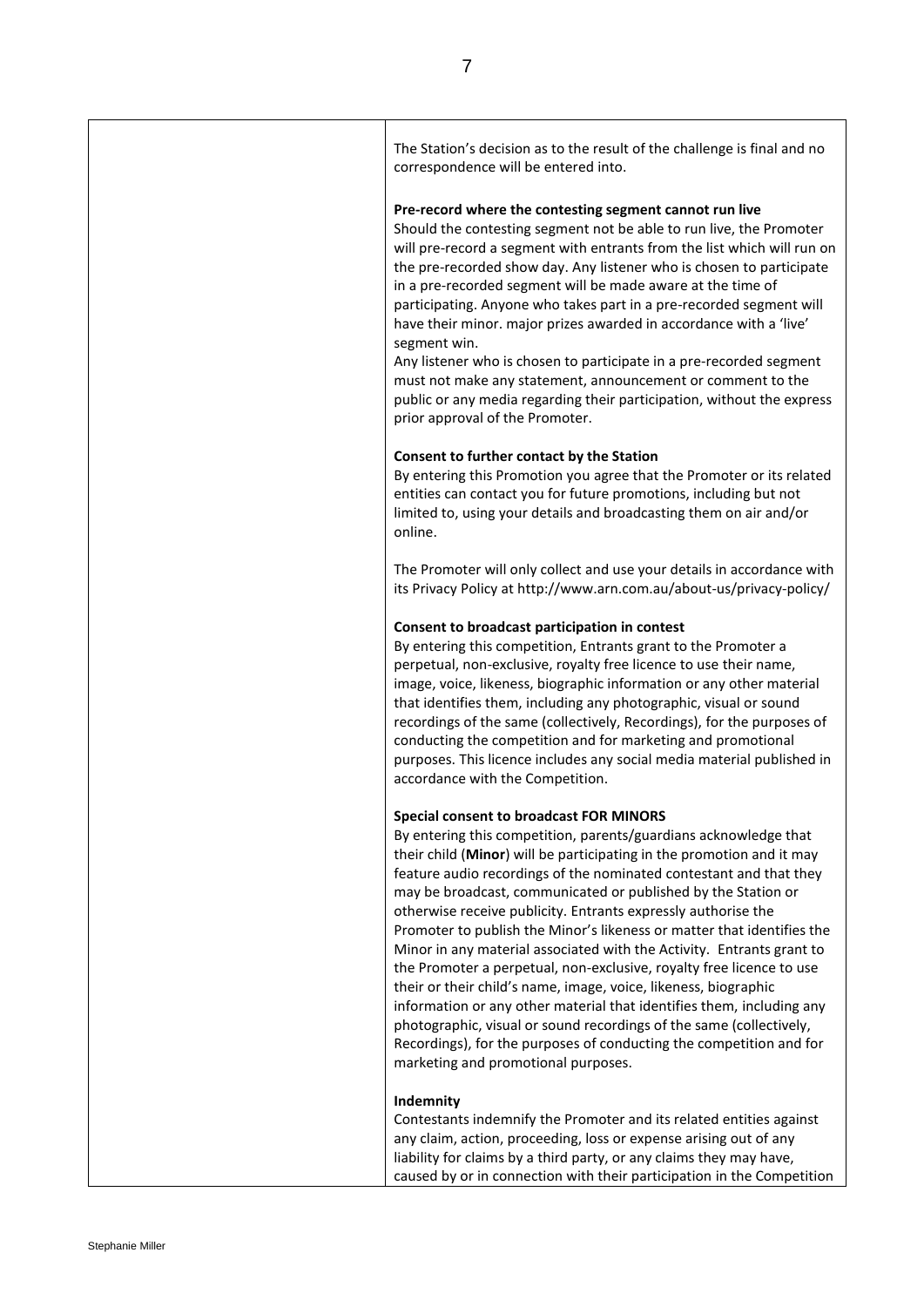| | |
|---|---|
| | The Station's decision as to the result of the challenge is final and no correspondence will be entered into.<br><br>**Pre-record where the contesting segment cannot run live**<br>Should the contesting segment not be able to run live, the Promoter will pre-record a segment with entrants from the list which will run on the pre-recorded show day. Any listener who is chosen to participate in a pre-recorded segment will be made aware at the time of participating. Anyone who takes part in a pre-recorded segment will have their minor. major prizes awarded in accordance with a 'live' segment win.<br>Any listener who is chosen to participate in a pre-recorded segment must not make any statement, announcement or comment to the public or any media regarding their participation, without the express prior approval of the Promoter.<br><br>**Consent to further contact by the Station**<br>By entering this Promotion you agree that the Promoter or its related entities can contact you for future promotions, including but not limited to, using your details and broadcasting them on air and/or online.<br><br>The Promoter will only collect and use your details in accordance with its Privacy Policy at http://www.arn.com.au/about-us/privacy-policy/<br><br>**Consent to broadcast participation in contest**<br>By entering this competition, Entrants grant to the Promoter a perpetual, non-exclusive, royalty free licence to use their name, image, voice, likeness, biographic information or any other material that identifies them, including any photographic, visual or sound recordings of the same (collectively, Recordings), for the purposes of conducting the competition and for marketing and promotional purposes. This licence includes any social media material published in accordance with the Competition.<br><br>**Special consent to broadcast FOR MINORS**<br>By entering this competition, parents/guardians acknowledge that their child (**Minor**) will be participating in the promotion and it may feature audio recordings of the nominated contestant and that they may be broadcast, communicated or published by the Station or otherwise receive publicity. Entrants expressly authorise the Promoter to publish the Minor's likeness or matter that identifies the Minor in any material associated with the Activity. Entrants grant to the Promoter a perpetual, non-exclusive, royalty free licence to use their or their child's name, image, voice, likeness, biographic information or any other material that identifies them, including any photographic, visual or sound recordings of the same (collectively, Recordings), for the purposes of conducting the competition and for marketing and promotional purposes.<br><br>**Indemnity**<br>Contestants indemnify the Promoter and its related entities against any claim, action, proceeding, loss or expense arising out of any liability for claims by a third party, or any claims they may have, caused by or in connection with their participation in the Competition |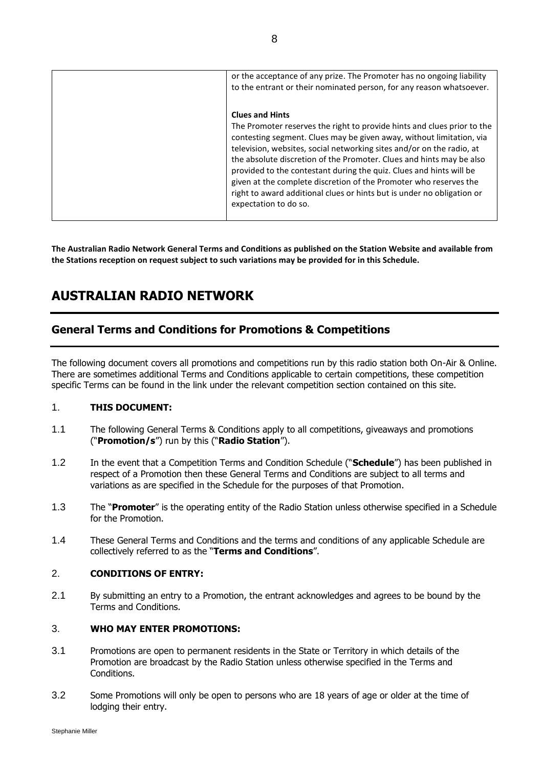| | or the acceptance of any prize. The Promoter has no ongoing liability to the entrant or their nominated person, for any reason whatsoever.<br><br>**Clues and Hints**<br>The Promoter reserves the right to provide hints and clues prior to the contesting segment. Clues may be given away, without limitation, via television, websites, social networking sites and/or on the radio, at the absolute discretion of the Promoter. Clues and hints may be also provided to the contestant during the quiz. Clues and hints will be given at the complete discretion of the Promoter who reserves the right to award additional clues or hints but is under no obligation or expectation to do so. |
|---|---|

**The Australian Radio Network General Terms and Conditions as published on the Station Website and available from the Stations reception on request subject to such variations may be provided for in this Schedule.**

# AUSTRALIAN RADIO NETWORK

## General Terms and Conditions for Promotions & Competitions

The following document covers all promotions and competitions run by this radio station both On-Air & Online. There are sometimes additional Terms and Conditions applicable to certain competitions, these competition specific Terms can be found in the link under the relevant competition section contained on this site.

1. **THIS DOCUMENT:**

1.1 The following General Terms & Conditions apply to all competitions, giveaways and promotions ("**Promotion/s**") run by this ("**Radio Station**").

1.2 In the event that a Competition Terms and Condition Schedule ("**Schedule**") has been published in respect of a Promotion then these General Terms and Conditions are subject to all terms and variations as are specified in the Schedule for the purposes of that Promotion.

1.3 The "**Promoter**" is the operating entity of the Radio Station unless otherwise specified in a Schedule for the Promotion.

1.4 These General Terms and Conditions and the terms and conditions of any applicable Schedule are collectively referred to as the "**Terms and Conditions**".

2. **CONDITIONS OF ENTRY:**

2.1 By submitting an entry to a Promotion, the entrant acknowledges and agrees to be bound by the Terms and Conditions.

3. **WHO MAY ENTER PROMOTIONS:**

3.1 Promotions are open to permanent residents in the State or Territory in which details of the Promotion are broadcast by the Radio Station unless otherwise specified in the Terms and Conditions.

3.2 Some Promotions will only be open to persons who are 18 years of age or older at the time of lodging their entry.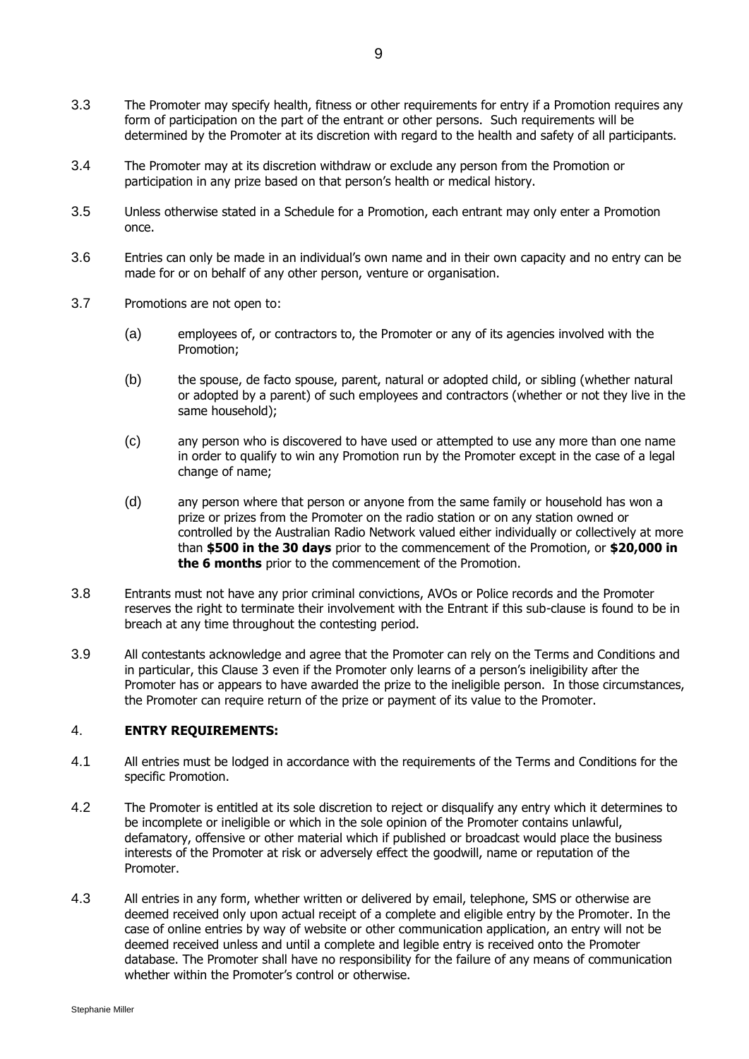3.3 The Promoter may specify health, fitness or other requirements for entry if a Promotion requires any form of participation on the part of the entrant or other persons. Such requirements will be determined by the Promoter at its discretion with regard to the health and safety of all participants.

3.4 The Promoter may at its discretion withdraw or exclude any person from the Promotion or participation in any prize based on that person's health or medical history.

3.5 Unless otherwise stated in a Schedule for a Promotion, each entrant may only enter a Promotion once.

3.6 Entries can only be made in an individual's own name and in their own capacity and no entry can be made for or on behalf of any other person, venture or organisation.

3.7 Promotions are not open to:

(a) employees of, or contractors to, the Promoter or any of its agencies involved with the Promotion;

(b) the spouse, de facto spouse, parent, natural or adopted child, or sibling (whether natural or adopted by a parent) of such employees and contractors (whether or not they live in the same household);

(c) any person who is discovered to have used or attempted to use any more than one name in order to qualify to win any Promotion run by the Promoter except in the case of a legal change of name;

(d) any person where that person or anyone from the same family or household has won a prize or prizes from the Promoter on the radio station or on any station owned or controlled by the Australian Radio Network valued either individually or collectively at more than **$500 in the 30 days** prior to the commencement of the Promotion, or **$20,000 in the 6 months** prior to the commencement of the Promotion.

3.8 Entrants must not have any prior criminal convictions, AVOs or Police records and the Promoter reserves the right to terminate their involvement with the Entrant if this sub-clause is found to be in breach at any time throughout the contesting period.

3.9 All contestants acknowledge and agree that the Promoter can rely on the Terms and Conditions and in particular, this Clause 3 even if the Promoter only learns of a person's ineligibility after the Promoter has or appears to have awarded the prize to the ineligible person. In those circumstances, the Promoter can require return of the prize or payment of its value to the Promoter.

## 4. ENTRY REQUIREMENTS:

4.1 All entries must be lodged in accordance with the requirements of the Terms and Conditions for the specific Promotion.

4.2 The Promoter is entitled at its sole discretion to reject or disqualify any entry which it determines to be incomplete or ineligible or which in the sole opinion of the Promoter contains unlawful, defamatory, offensive or other material which if published or broadcast would place the business interests of the Promoter at risk or adversely effect the goodwill, name or reputation of the Promoter.

4.3 All entries in any form, whether written or delivered by email, telephone, SMS or otherwise are deemed received only upon actual receipt of a complete and eligible entry by the Promoter. In the case of online entries by way of website or other communication application, an entry will not be deemed received unless and until a complete and legible entry is received onto the Promoter database. The Promoter shall have no responsibility for the failure of any means of communication whether within the Promoter's control or otherwise.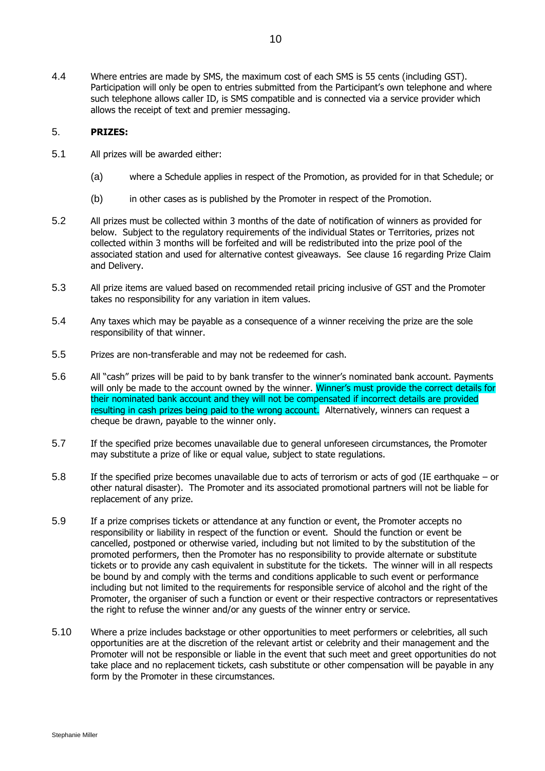4.4 Where entries are made by SMS, the maximum cost of each SMS is 55 cents (including GST). Participation will only be open to entries submitted from the Participant's own telephone and where such telephone allows caller ID, is SMS compatible and is connected via a service provider which allows the receipt of text and premier messaging.

## 5. PRIZES:

5.1 All prizes will be awarded either:

(a) where a Schedule applies in respect of the Promotion, as provided for in that Schedule; or

(b) in other cases as is published by the Promoter in respect of the Promotion.

5.2 All prizes must be collected within 3 months of the date of notification of winners as provided for below. Subject to the regulatory requirements of the individual States or Territories, prizes not collected within 3 months will be forfeited and will be redistributed into the prize pool of the associated station and used for alternative contest giveaways. See clause 16 regarding Prize Claim and Delivery.

5.3 All prize items are valued based on recommended retail pricing inclusive of GST and the Promoter takes no responsibility for any variation in item values.

5.4 Any taxes which may be payable as a consequence of a winner receiving the prize are the sole responsibility of that winner.

5.5 Prizes are non-transferable and may not be redeemed for cash.

5.6 All "cash" prizes will be paid to by bank transfer to the winner's nominated bank account. Payments will only be made to the account owned by the winner. Winner's must provide the correct details for their nominated bank account and they will not be compensated if incorrect details are provided resulting in cash prizes being paid to the wrong account. Alternatively, winners can request a cheque be drawn, payable to the winner only.

5.7 If the specified prize becomes unavailable due to general unforeseen circumstances, the Promoter may substitute a prize of like or equal value, subject to state regulations.

5.8 If the specified prize becomes unavailable due to acts of terrorism or acts of god (IE earthquake – or other natural disaster). The Promoter and its associated promotional partners will not be liable for replacement of any prize.

5.9 If a prize comprises tickets or attendance at any function or event, the Promoter accepts no responsibility or liability in respect of the function or event. Should the function or event be cancelled, postponed or otherwise varied, including but not limited to by the substitution of the promoted performers, then the Promoter has no responsibility to provide alternate or substitute tickets or to provide any cash equivalent in substitute for the tickets. The winner will in all respects be bound by and comply with the terms and conditions applicable to such event or performance including but not limited to the requirements for responsible service of alcohol and the right of the Promoter, the organiser of such a function or event or their respective contractors or representatives the right to refuse the winner and/or any guests of the winner entry or service.

5.10 Where a prize includes backstage or other opportunities to meet performers or celebrities, all such opportunities are at the discretion of the relevant artist or celebrity and their management and the Promoter will not be responsible or liable in the event that such meet and greet opportunities do not take place and no replacement tickets, cash substitute or other compensation will be payable in any form by the Promoter in these circumstances.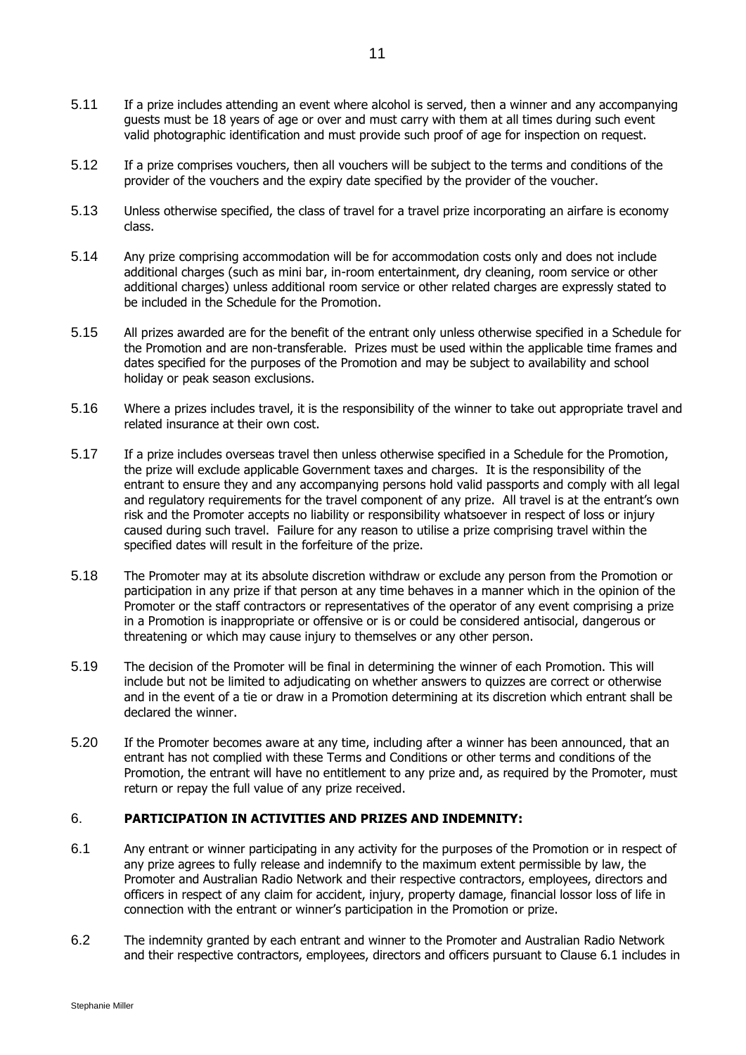5.11 If a prize includes attending an event where alcohol is served, then a winner and any accompanying guests must be 18 years of age or over and must carry with them at all times during such event valid photographic identification and must provide such proof of age for inspection on request.

5.12 If a prize comprises vouchers, then all vouchers will be subject to the terms and conditions of the provider of the vouchers and the expiry date specified by the provider of the voucher.

5.13 Unless otherwise specified, the class of travel for a travel prize incorporating an airfare is economy class.

5.14 Any prize comprising accommodation will be for accommodation costs only and does not include additional charges (such as mini bar, in-room entertainment, dry cleaning, room service or other additional charges) unless additional room service or other related charges are expressly stated to be included in the Schedule for the Promotion.

5.15 All prizes awarded are for the benefit of the entrant only unless otherwise specified in a Schedule for the Promotion and are non-transferable. Prizes must be used within the applicable time frames and dates specified for the purposes of the Promotion and may be subject to availability and school holiday or peak season exclusions.

5.16 Where a prizes includes travel, it is the responsibility of the winner to take out appropriate travel and related insurance at their own cost.

5.17 If a prize includes overseas travel then unless otherwise specified in a Schedule for the Promotion, the prize will exclude applicable Government taxes and charges. It is the responsibility of the entrant to ensure they and any accompanying persons hold valid passports and comply with all legal and regulatory requirements for the travel component of any prize. All travel is at the entrant's own risk and the Promoter accepts no liability or responsibility whatsoever in respect of loss or injury caused during such travel. Failure for any reason to utilise a prize comprising travel within the specified dates will result in the forfeiture of the prize.

5.18 The Promoter may at its absolute discretion withdraw or exclude any person from the Promotion or participation in any prize if that person at any time behaves in a manner which in the opinion of the Promoter or the staff contractors or representatives of the operator of any event comprising a prize in a Promotion is inappropriate or offensive or is or could be considered antisocial, dangerous or threatening or which may cause injury to themselves or any other person.

5.19 The decision of the Promoter will be final in determining the winner of each Promotion. This will include but not be limited to adjudicating on whether answers to quizzes are correct or otherwise and in the event of a tie or draw in a Promotion determining at its discretion which entrant shall be declared the winner.

5.20 If the Promoter becomes aware at any time, including after a winner has been announced, that an entrant has not complied with these Terms and Conditions or other terms and conditions of the Promotion, the entrant will have no entitlement to any prize and, as required by the Promoter, must return or repay the full value of any prize received.

## 6. PARTICIPATION IN ACTIVITIES AND PRIZES AND INDEMNITY:

6.1 Any entrant or winner participating in any activity for the purposes of the Promotion or in respect of any prize agrees to fully release and indemnify to the maximum extent permissible by law, the Promoter and Australian Radio Network and their respective contractors, employees, directors and officers in respect of any claim for accident, injury, property damage, financial lossor loss of life in connection with the entrant or winner's participation in the Promotion or prize.

6.2 The indemnity granted by each entrant and winner to the Promoter and Australian Radio Network and their respective contractors, employees, directors and officers pursuant to Clause 6.1 includes in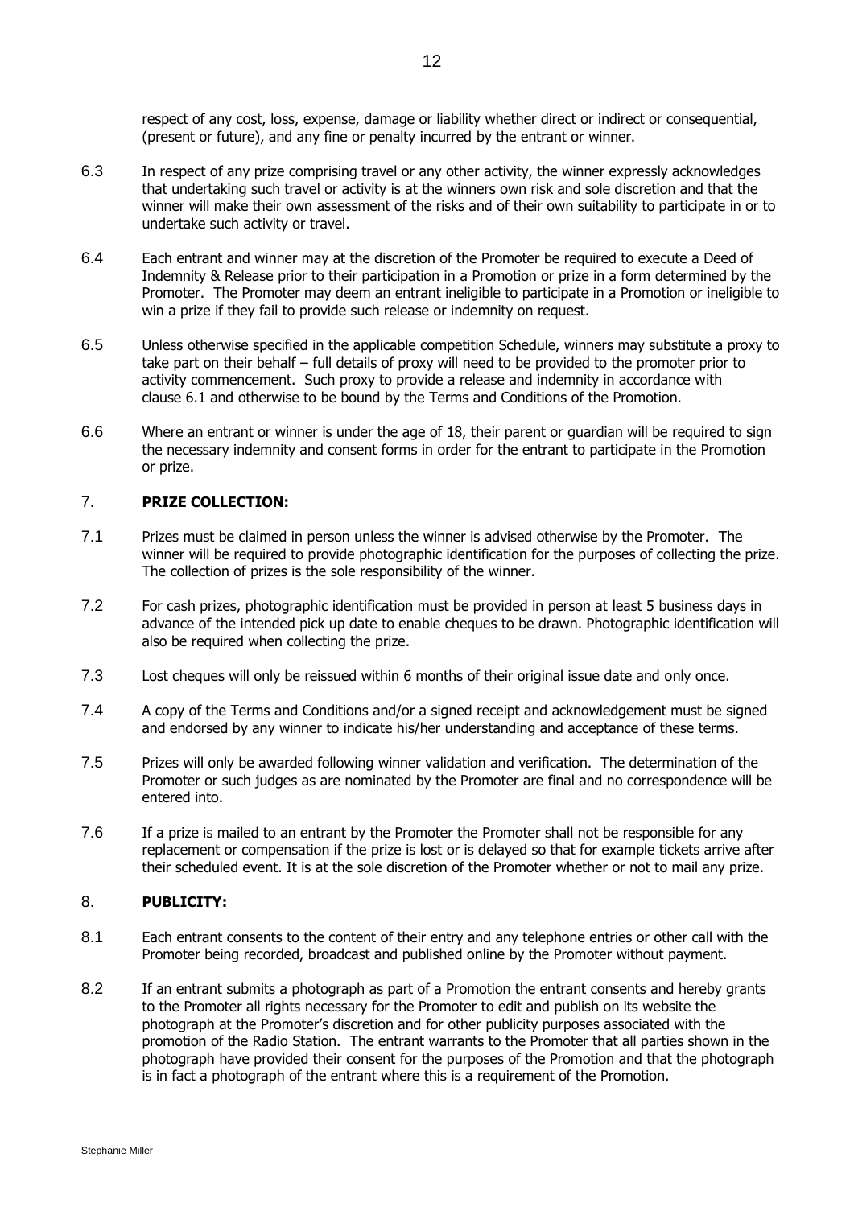respect of any cost, loss, expense, damage or liability whether direct or indirect or consequential, (present or future), and any fine or penalty incurred by the entrant or winner.

6.3 In respect of any prize comprising travel or any other activity, the winner expressly acknowledges that undertaking such travel or activity is at the winners own risk and sole discretion and that the winner will make their own assessment of the risks and of their own suitability to participate in or to undertake such activity or travel.

6.4 Each entrant and winner may at the discretion of the Promoter be required to execute a Deed of Indemnity & Release prior to their participation in a Promotion or prize in a form determined by the Promoter. The Promoter may deem an entrant ineligible to participate in a Promotion or ineligible to win a prize if they fail to provide such release or indemnity on request.

6.5 Unless otherwise specified in the applicable competition Schedule, winners may substitute a proxy to take part on their behalf – full details of proxy will need to be provided to the promoter prior to activity commencement. Such proxy to provide a release and indemnity in accordance with clause 6.1 and otherwise to be bound by the Terms and Conditions of the Promotion.

6.6 Where an entrant or winner is under the age of 18, their parent or guardian will be required to sign the necessary indemnity and consent forms in order for the entrant to participate in the Promotion or prize.

## 7. PRIZE COLLECTION:

7.1 Prizes must be claimed in person unless the winner is advised otherwise by the Promoter. The winner will be required to provide photographic identification for the purposes of collecting the prize. The collection of prizes is the sole responsibility of the winner.

7.2 For cash prizes, photographic identification must be provided in person at least 5 business days in advance of the intended pick up date to enable cheques to be drawn. Photographic identification will also be required when collecting the prize.

7.3 Lost cheques will only be reissued within 6 months of their original issue date and only once.

7.4 A copy of the Terms and Conditions and/or a signed receipt and acknowledgement must be signed and endorsed by any winner to indicate his/her understanding and acceptance of these terms.

7.5 Prizes will only be awarded following winner validation and verification. The determination of the Promoter or such judges as are nominated by the Promoter are final and no correspondence will be entered into.

7.6 If a prize is mailed to an entrant by the Promoter the Promoter shall not be responsible for any replacement or compensation if the prize is lost or is delayed so that for example tickets arrive after their scheduled event. It is at the sole discretion of the Promoter whether or not to mail any prize.

## 8. PUBLICITY:

8.1 Each entrant consents to the content of their entry and any telephone entries or other call with the Promoter being recorded, broadcast and published online by the Promoter without payment.

8.2 If an entrant submits a photograph as part of a Promotion the entrant consents and hereby grants to the Promoter all rights necessary for the Promoter to edit and publish on its website the photograph at the Promoter's discretion and for other publicity purposes associated with the promotion of the Radio Station. The entrant warrants to the Promoter that all parties shown in the photograph have provided their consent for the purposes of the Promotion and that the photograph is in fact a photograph of the entrant where this is a requirement of the Promotion.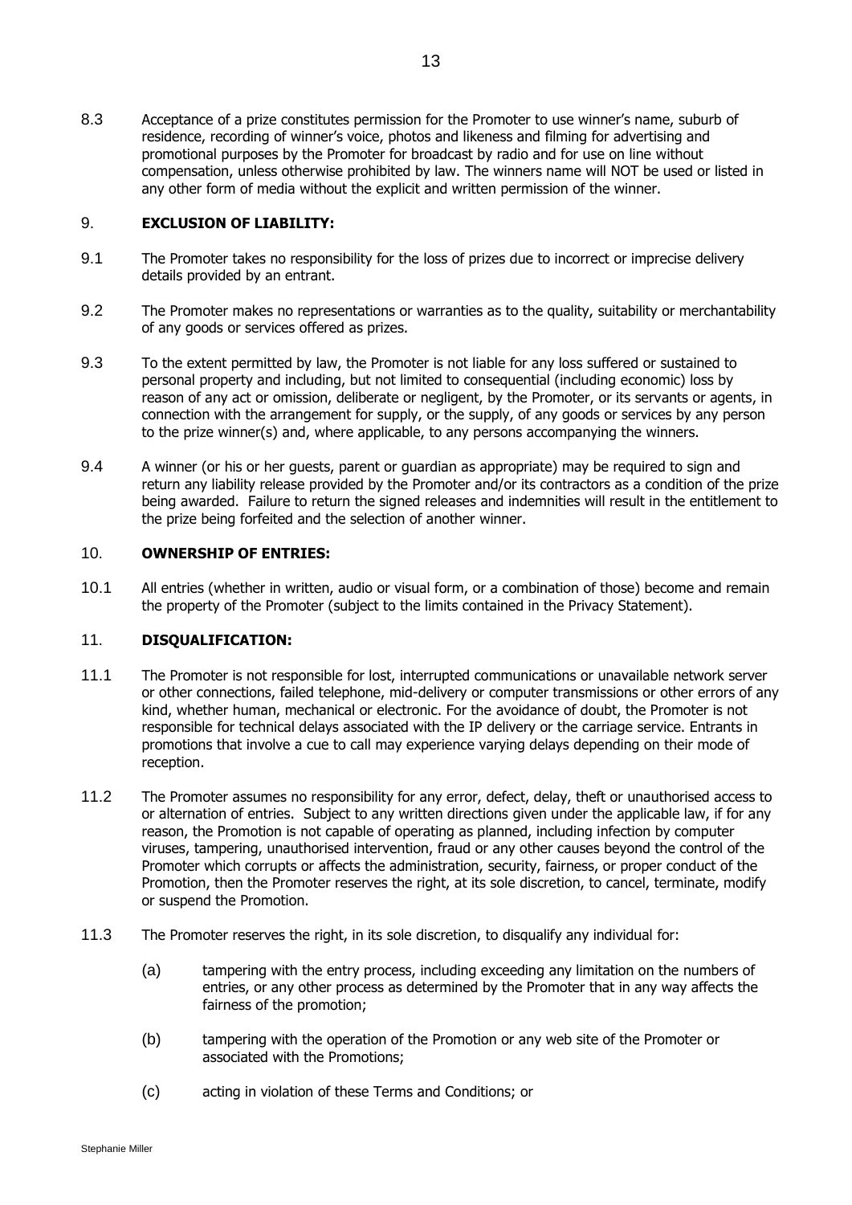8.3 Acceptance of a prize constitutes permission for the Promoter to use winner's name, suburb of residence, recording of winner's voice, photos and likeness and filming for advertising and promotional purposes by the Promoter for broadcast by radio and for use on line without compensation, unless otherwise prohibited by law. The winners name will NOT be used or listed in any other form of media without the explicit and written permission of the winner.

## 9. EXCLUSION OF LIABILITY:

9.1 The Promoter takes no responsibility for the loss of prizes due to incorrect or imprecise delivery details provided by an entrant.

9.2 The Promoter makes no representations or warranties as to the quality, suitability or merchantability of any goods or services offered as prizes.

9.3 To the extent permitted by law, the Promoter is not liable for any loss suffered or sustained to personal property and including, but not limited to consequential (including economic) loss by reason of any act or omission, deliberate or negligent, by the Promoter, or its servants or agents, in connection with the arrangement for supply, or the supply, of any goods or services by any person to the prize winner(s) and, where applicable, to any persons accompanying the winners.

9.4 A winner (or his or her guests, parent or guardian as appropriate) may be required to sign and return any liability release provided by the Promoter and/or its contractors as a condition of the prize being awarded. Failure to return the signed releases and indemnities will result in the entitlement to the prize being forfeited and the selection of another winner.

## 10. OWNERSHIP OF ENTRIES:

10.1 All entries (whether in written, audio or visual form, or a combination of those) become and remain the property of the Promoter (subject to the limits contained in the Privacy Statement).

## 11. DISQUALIFICATION:

11.1 The Promoter is not responsible for lost, interrupted communications or unavailable network server or other connections, failed telephone, mid-delivery or computer transmissions or other errors of any kind, whether human, mechanical or electronic. For the avoidance of doubt, the Promoter is not responsible for technical delays associated with the IP delivery or the carriage service. Entrants in promotions that involve a cue to call may experience varying delays depending on their mode of reception.

11.2 The Promoter assumes no responsibility for any error, defect, delay, theft or unauthorised access to or alternation of entries. Subject to any written directions given under the applicable law, if for any reason, the Promotion is not capable of operating as planned, including infection by computer viruses, tampering, unauthorised intervention, fraud or any other causes beyond the control of the Promoter which corrupts or affects the administration, security, fairness, or proper conduct of the Promotion, then the Promoter reserves the right, at its sole discretion, to cancel, terminate, modify or suspend the Promotion.

11.3 The Promoter reserves the right, in its sole discretion, to disqualify any individual for:

(a) tampering with the entry process, including exceeding any limitation on the numbers of entries, or any other process as determined by the Promoter that in any way affects the fairness of the promotion;

(b) tampering with the operation of the Promotion or any web site of the Promoter or associated with the Promotions;

(c) acting in violation of these Terms and Conditions; or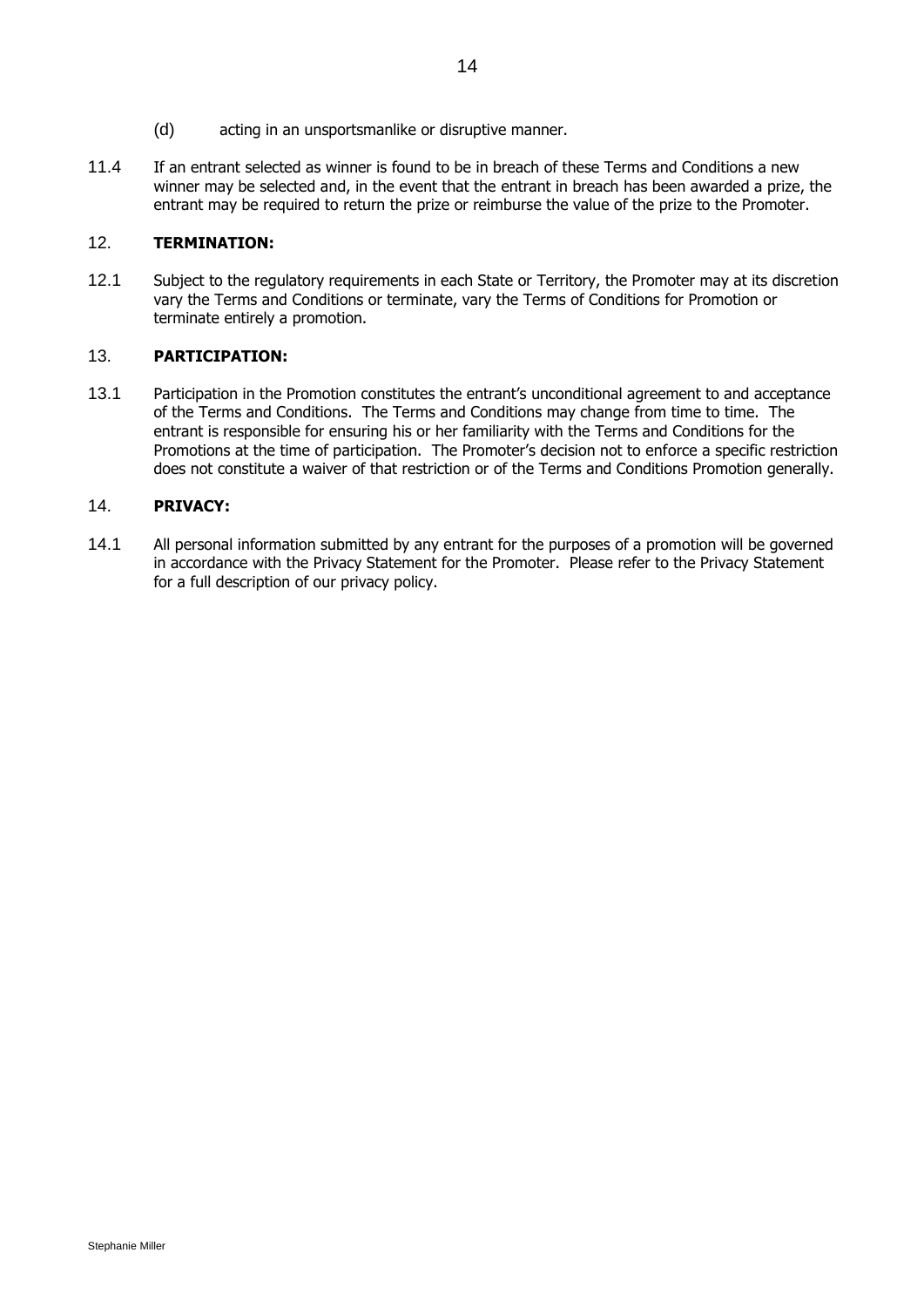(d) acting in an unsportsmanlike or disruptive manner.

11.4 If an entrant selected as winner is found to be in breach of these Terms and Conditions a new winner may be selected and, in the event that the entrant in breach has been awarded a prize, the entrant may be required to return the prize or reimburse the value of the prize to the Promoter.

## 12. **TERMINATION:**

12.1 Subject to the regulatory requirements in each State or Territory, the Promoter may at its discretion vary the Terms and Conditions or terminate, vary the Terms of Conditions for Promotion or terminate entirely a promotion.

## 13. **PARTICIPATION:**

13.1 Participation in the Promotion constitutes the entrant's unconditional agreement to and acceptance of the Terms and Conditions. The Terms and Conditions may change from time to time. The entrant is responsible for ensuring his or her familiarity with the Terms and Conditions for the Promotions at the time of participation. The Promoter's decision not to enforce a specific restriction does not constitute a waiver of that restriction or of the Terms and Conditions Promotion generally.

## 14. **PRIVACY:**

14.1 All personal information submitted by any entrant for the purposes of a promotion will be governed in accordance with the Privacy Statement for the Promoter. Please refer to the Privacy Statement for a full description of our privacy policy.